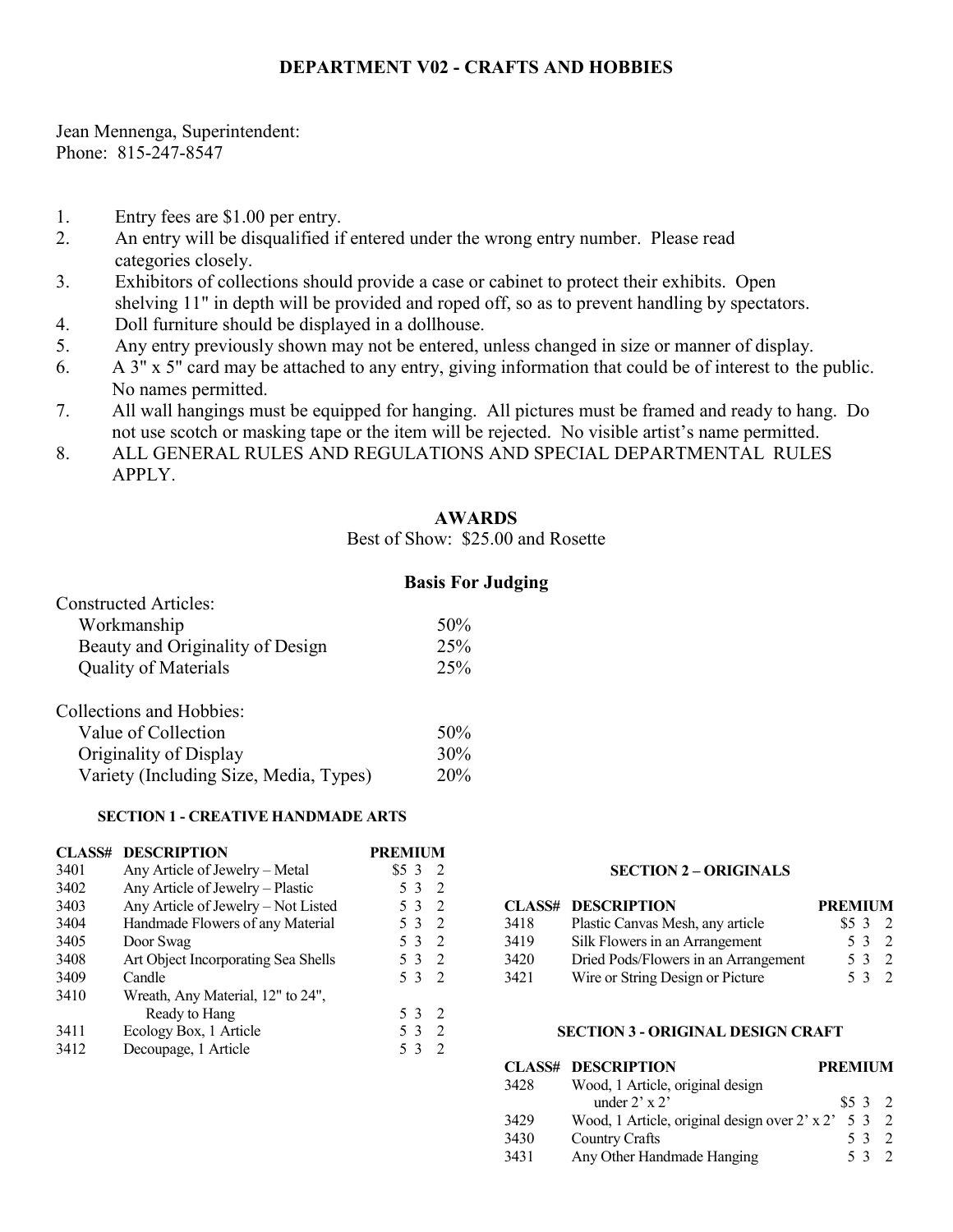# DEPARTMENT V02 - CRAFTS AND HOBBIES

Jean Mennenga, Superintendent:
Phone: 815-247-8547

1. Entry fees are $1.00 per entry.
2. An entry will be disqualified if entered under the wrong entry number. Please read categories closely.
3. Exhibitors of collections should provide a case or cabinet to protect their exhibits. Open shelving 11" in depth will be provided and roped off, so as to prevent handling by spectators.
4. Doll furniture should be displayed in a dollhouse.
5. Any entry previously shown may not be entered, unless changed in size or manner of display.
6. A 3" x 5" card may be attached to any entry, giving information that could be of interest to the public. No names permitted.
7. All wall hangings must be equipped for hanging. All pictures must be framed and ready to hang. Do not use scotch or masking tape or the item will be rejected. No visible artist's name permitted.
8. ALL GENERAL RULES AND REGULATIONS AND SPECIAL DEPARTMENTAL RULES APPLY.

## AWARDS

Best of Show: $25.00 and Rosette

## Basis For Judging

Constructed Articles:

| | |
|---|---|
| Workmanship | 50% |
| Beauty and Originality of Design | 25% |
| Quality of Materials | 25% |

Collections and Hobbies:

| | |
|---|---|
| Value of Collection | 50% |
| Originality of Display | 30% |
| Variety (Including Size, Media, Types) | 20% |

### SECTION 1 - CREATIVE HANDMADE ARTS

| CLASS# | DESCRIPTION | PREMIUM |
|---|---|---|
| 3401 | Any Article of Jewelry – Metal | $5 3 2 |
| 3402 | Any Article of Jewelry – Plastic | 5 3 2 |
| 3403 | Any Article of Jewelry – Not Listed | 5 3 2 |
| 3404 | Handmade Flowers of any Material | 5 3 2 |
| 3405 | Door Swag | 5 3 2 |
| 3408 | Art Object Incorporating Sea Shells | 5 3 2 |
| 3409 | Candle | 5 3 2 |
| 3410 | Wreath, Any Material, 12" to 24", Ready to Hang | 5 3 2 |
| 3411 | Ecology Box, 1 Article | 5 3 2 |
| 3412 | Decoupage, 1 Article | 5 3 2 |

### SECTION 2 – ORIGINALS

| CLASS# | DESCRIPTION | PREMIUM |
|---|---|---|
| 3418 | Plastic Canvas Mesh, any article | $5 3 2 |
| 3419 | Silk Flowers in an Arrangement | 5 3 2 |
| 3420 | Dried Pods/Flowers in an Arrangement | 5 3 2 |
| 3421 | Wire or String Design or Picture | 5 3 2 |

### SECTION 3 - ORIGINAL DESIGN CRAFT

| CLASS# | DESCRIPTION | PREMIUM |
|---|---|---|
| 3428 | Wood, 1 Article, original design under 2' x 2' | $5 3 2 |
| 3429 | Wood, 1 Article, original design over 2' x 2' | 5 3 2 |
| 3430 | Country Crafts | 5 3 2 |
| 3431 | Any Other Handmade Hanging | 5 3 2 |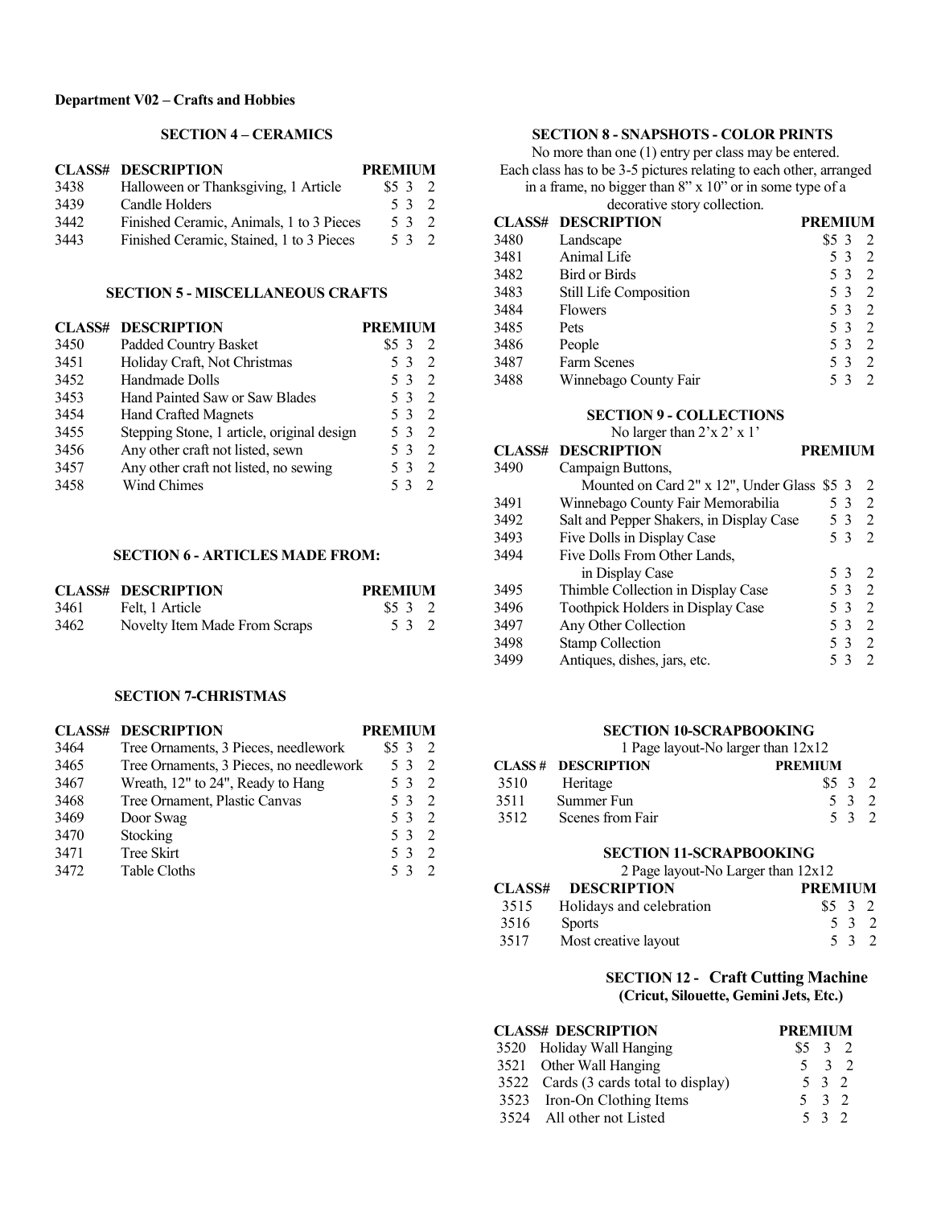**Department V02 – Crafts and Hobbies**

### SECTION 4 – CERAMICS

| CLASS# | DESCRIPTION | PREMIUM | | |
|---|---|---|---|---|
| 3438 | Halloween or Thanksgiving, 1 Article | $5 | 3 | 2 |
| 3439 | Candle Holders | 5 | 3 | 2 |
| 3442 | Finished Ceramic, Animals, 1 to 3 Pieces | 5 | 3 | 2 |
| 3443 | Finished Ceramic, Stained, 1 to 3 Pieces | 5 | 3 | 2 |

### SECTION 5 - MISCELLANEOUS CRAFTS

| CLASS# | DESCRIPTION | PREMIUM | | |
|---|---|---|---|---|
| 3450 | Padded Country Basket | $5 | 3 | 2 |
| 3451 | Holiday Craft, Not Christmas | 5 | 3 | 2 |
| 3452 | Handmade Dolls | 5 | 3 | 2 |
| 3453 | Hand Painted Saw or Saw Blades | 5 | 3 | 2 |
| 3454 | Hand Crafted Magnets | 5 | 3 | 2 |
| 3455 | Stepping Stone, 1 article, original design | 5 | 3 | 2 |
| 3456 | Any other craft not listed, sewn | 5 | 3 | 2 |
| 3457 | Any other craft not listed, no sewing | 5 | 3 | 2 |
| 3458 | Wind Chimes | 5 | 3 | 2 |

### SECTION 6 - ARTICLES MADE FROM:

| CLASS# | DESCRIPTION | PREMIUM | | |
|---|---|---|---|---|
| 3461 | Felt, 1 Article | $5 | 3 | 2 |
| 3462 | Novelty Item Made From Scraps | 5 | 3 | 2 |

### SECTION 7-CHRISTMAS

| CLASS# | DESCRIPTION | PREMIUM | | |
|---|---|---|---|---|
| 3464 | Tree Ornaments, 3 Pieces, needlework | $5 | 3 | 2 |
| 3465 | Tree Ornaments, 3 Pieces, no needlework | 5 | 3 | 2 |
| 3467 | Wreath, 12" to 24", Ready to Hang | 5 | 3 | 2 |
| 3468 | Tree Ornament, Plastic Canvas | 5 | 3 | 2 |
| 3469 | Door Swag | 5 | 3 | 2 |
| 3470 | Stocking | 5 | 3 | 2 |
| 3471 | Tree Skirt | 5 | 3 | 2 |
| 3472 | Table Cloths | 5 | 3 | 2 |

### SECTION 8 - SNAPSHOTS - COLOR PRINTS

No more than one (1) entry per class may be entered. Each class has to be 3-5 pictures relating to each other, arranged in a frame, no bigger than 8" x 10" or in some type of a decorative story collection.

| CLASS# | DESCRIPTION | PREMIUM | | |
|---|---|---|---|---|
| 3480 | Landscape | $5 | 3 | 2 |
| 3481 | Animal Life | 5 | 3 | 2 |
| 3482 | Bird or Birds | 5 | 3 | 2 |
| 3483 | Still Life Composition | 5 | 3 | 2 |
| 3484 | Flowers | 5 | 3 | 2 |
| 3485 | Pets | 5 | 3 | 2 |
| 3486 | People | 5 | 3 | 2 |
| 3487 | Farm Scenes | 5 | 3 | 2 |
| 3488 | Winnebago County Fair | 5 | 3 | 2 |

### SECTION 9 - COLLECTIONS

No larger than 2'x 2' x 1'

| CLASS# | DESCRIPTION | PREMIUM | | |
|---|---|---|---|---|
| 3490 | Campaign Buttons, Mounted on Card 2" x 12", Under Glass | $5 | 3 | 2 |
| 3491 | Winnebago County Fair Memorabilia | 5 | 3 | 2 |
| 3492 | Salt and Pepper Shakers, in Display Case | 5 | 3 | 2 |
| 3493 | Five Dolls in Display Case | 5 | 3 | 2 |
| 3494 | Five Dolls From Other Lands, in Display Case | 5 | 3 | 2 |
| 3495 | Thimble Collection in Display Case | 5 | 3 | 2 |
| 3496 | Toothpick Holders in Display Case | 5 | 3 | 2 |
| 3497 | Any Other Collection | 5 | 3 | 2 |
| 3498 | Stamp Collection | 5 | 3 | 2 |
| 3499 | Antiques, dishes, jars, etc. | 5 | 3 | 2 |

### SECTION 10-SCRAPBOOKING

1 Page layout-No larger than 12x12

| CLASS # | DESCRIPTION | PREMIUM | | |
|---|---|---|---|---|
| 3510 | Heritage | $5 | 3 | 2 |
| 3511 | Summer Fun | 5 | 3 | 2 |
| 3512 | Scenes from Fair | 5 | 3 | 2 |

### SECTION 11-SCRAPBOOKING

2 Page layout-No Larger than 12x12

| CLASS# | DESCRIPTION | PREMIUM | | |
|---|---|---|---|---|
| 3515 | Holidays and celebration | $5 | 3 | 2 |
| 3516 | Sports | 5 | 3 | 2 |
| 3517 | Most creative layout | 5 | 3 | 2 |

### SECTION 12 - Craft Cutting Machine (Cricut, Silouette, Gemini Jets, Etc.)

| CLASS# | DESCRIPTION | PREMIUM | | |
|---|---|---|---|---|
| 3520 | Holiday Wall Hanging | $5 | 3 | 2 |
| 3521 | Other Wall Hanging | 5 | 3 | 2 |
| 3522 | Cards (3 cards total to display) | 5 | 3 | 2 |
| 3523 | Iron-On Clothing Items | 5 | 3 | 2 |
| 3524 | All other not Listed | 5 | 3 | 2 |